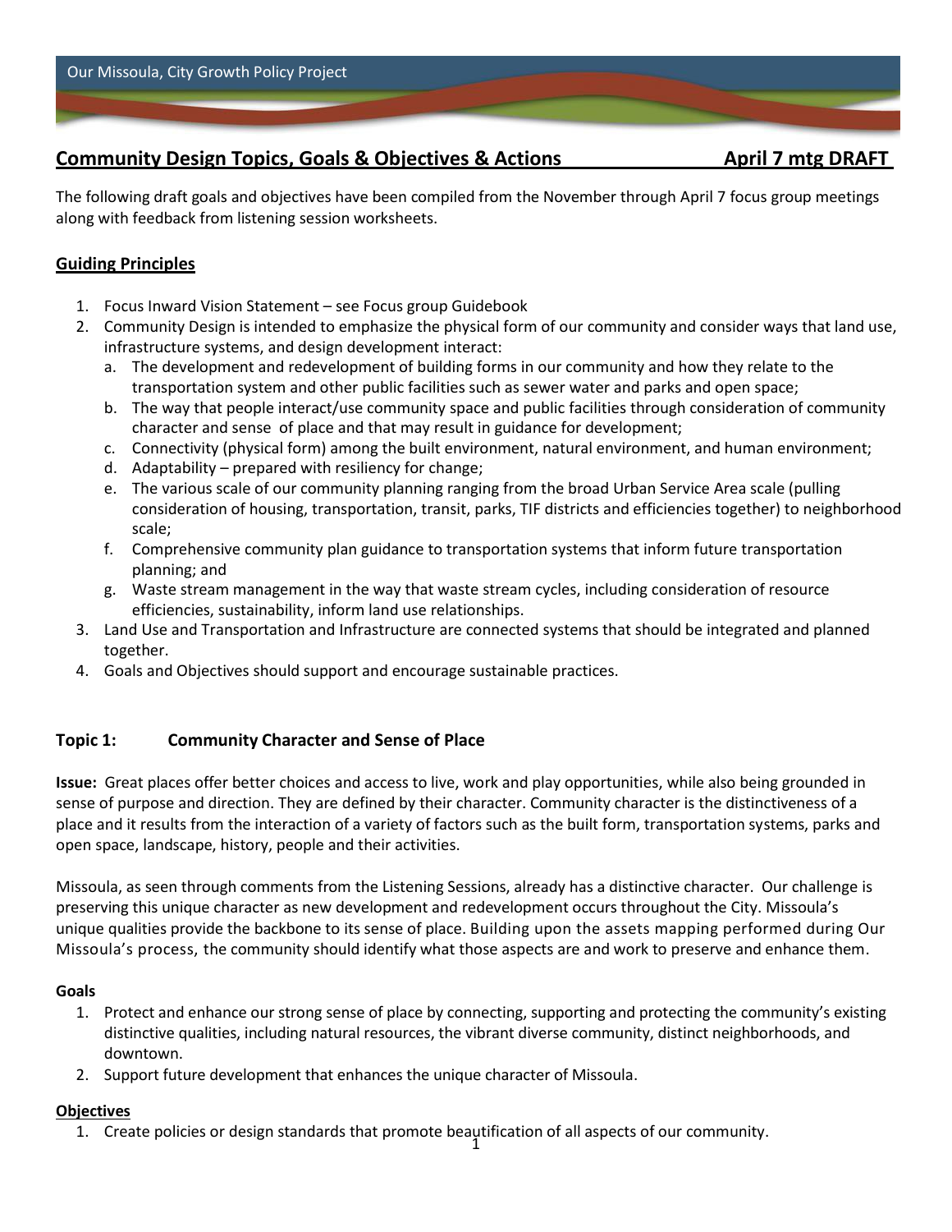## Community Design Topics, Goals & Objectives & Actions April 7 mtg DRAFT

The following draft goals and objectives have been compiled from the November through April 7 focus group meetings along with feedback from listening session worksheets.

### Guiding Principles

1. Focus Inward Vision Statement – see Focus group Guidebook
2. Community Design is intended to emphasize the physical form of our community and consider ways that land use, infrastructure systems, and design development interact:
   a. The development and redevelopment of building forms in our community and how they relate to the transportation system and other public facilities such as sewer water and parks and open space;
   b. The way that people interact/use community space and public facilities through consideration of community character and sense of place and that may result in guidance for development;
   c. Connectivity (physical form) among the built environment, natural environment, and human environment;
   d. Adaptability – prepared with resiliency for change;
   e. The various scale of our community planning ranging from the broad Urban Service Area scale (pulling consideration of housing, transportation, transit, parks, TIF districts and efficiencies together) to neighborhood scale;
   f. Comprehensive community plan guidance to transportation systems that inform future transportation planning; and
   g. Waste stream management in the way that waste stream cycles, including consideration of resource efficiencies, sustainability, inform land use relationships.
3. Land Use and Transportation and Infrastructure are connected systems that should be integrated and planned together.
4. Goals and Objectives should support and encourage sustainable practices.

### Topic 1: Community Character and Sense of Place

**Issue:** Great places offer better choices and access to live, work and play opportunities, while also being grounded in sense of purpose and direction. They are defined by their character. Community character is the distinctiveness of a place and it results from the interaction of a variety of factors such as the built form, transportation systems, parks and open space, landscape, history, people and their activities.

Missoula, as seen through comments from the Listening Sessions, already has a distinctive character. Our challenge is preserving this unique character as new development and redevelopment occurs throughout the City. Missoula's unique qualities provide the backbone to its sense of place. Building upon the assets mapping performed during Our Missoula's process, the community should identify what those aspects are and work to preserve and enhance them.

**Goals**

1. Protect and enhance our strong sense of place by connecting, supporting and protecting the community's existing distinctive qualities, including natural resources, the vibrant diverse community, distinct neighborhoods, and downtown.
2. Support future development that enhances the unique character of Missoula.

**Objectives**

1. Create policies or design standards that promote beautification of all aspects of our community.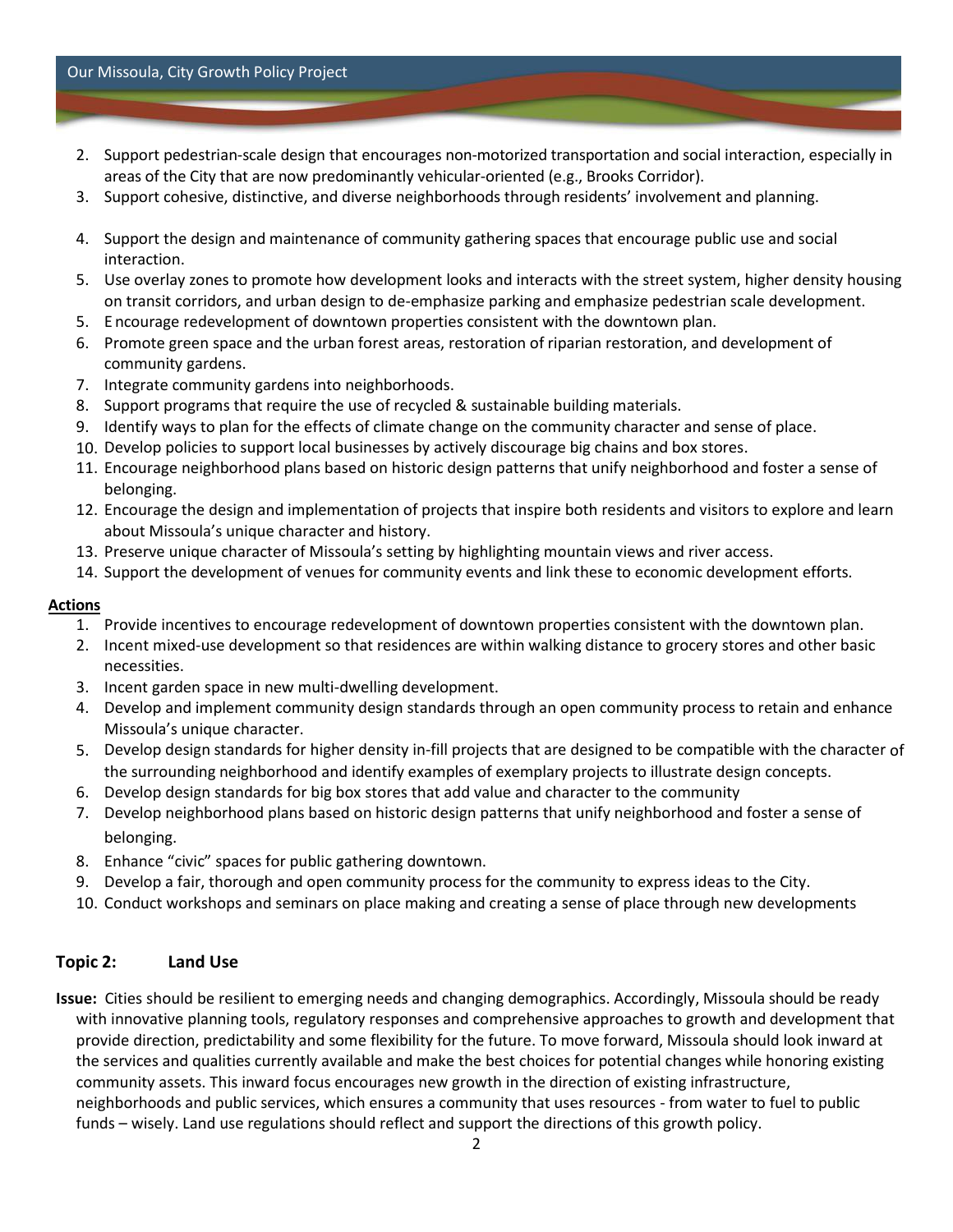2. Support pedestrian-scale design that encourages non-motorized transportation and social interaction, especially in areas of the City that are now predominantly vehicular-oriented (e.g., Brooks Corridor).
3. Support cohesive, distinctive, and diverse neighborhoods through residents' involvement and planning.
4. Support the design and maintenance of community gathering spaces that encourage public use and social interaction.
5. Use overlay zones to promote how development looks and interacts with the street system, higher density housing on transit corridors, and urban design to de-emphasize parking and emphasize pedestrian scale development.
5. E ncourage redevelopment of downtown properties consistent with the downtown plan.
6. Promote green space and the urban forest areas, restoration of riparian restoration, and development of community gardens.
7. Integrate community gardens into neighborhoods.
8. Support programs that require the use of recycled & sustainable building materials.
9. Identify ways to plan for the effects of climate change on the community character and sense of place.
10. Develop policies to support local businesses by actively discourage big chains and box stores.
11. Encourage neighborhood plans based on historic design patterns that unify neighborhood and foster a sense of belonging.
12. Encourage the design and implementation of projects that inspire both residents and visitors to explore and learn about Missoula's unique character and history.
13. Preserve unique character of Missoula's setting by highlighting mountain views and river access.
14. Support the development of venues for community events and link these to economic development efforts.

**Actions**

1. Provide incentives to encourage redevelopment of downtown properties consistent with the downtown plan.
2. Incent mixed-use development so that residences are within walking distance to grocery stores and other basic necessities.
3. Incent garden space in new multi-dwelling development.
4. Develop and implement community design standards through an open community process to retain and enhance Missoula's unique character.
5. Develop design standards for higher density in-fill projects that are designed to be compatible with the character of the surrounding neighborhood and identify examples of exemplary projects to illustrate design concepts.
6. Develop design standards for big box stores that add value and character to the community
7. Develop neighborhood plans based on historic design patterns that unify neighborhood and foster a sense of belonging.
8. Enhance "civic" spaces for public gathering downtown.
9. Develop a fair, thorough and open community process for the community to express ideas to the City.
10. Conduct workshops and seminars on place making and creating a sense of place through new developments

## Topic 2: Land Use

**Issue:** Cities should be resilient to emerging needs and changing demographics. Accordingly, Missoula should be ready with innovative planning tools, regulatory responses and comprehensive approaches to growth and development that provide direction, predictability and some flexibility for the future. To move forward, Missoula should look inward at the services and qualities currently available and make the best choices for potential changes while honoring existing community assets. This inward focus encourages new growth in the direction of existing infrastructure, neighborhoods and public services, which ensures a community that uses resources - from water to fuel to public funds – wisely. Land use regulations should reflect and support the directions of this growth policy.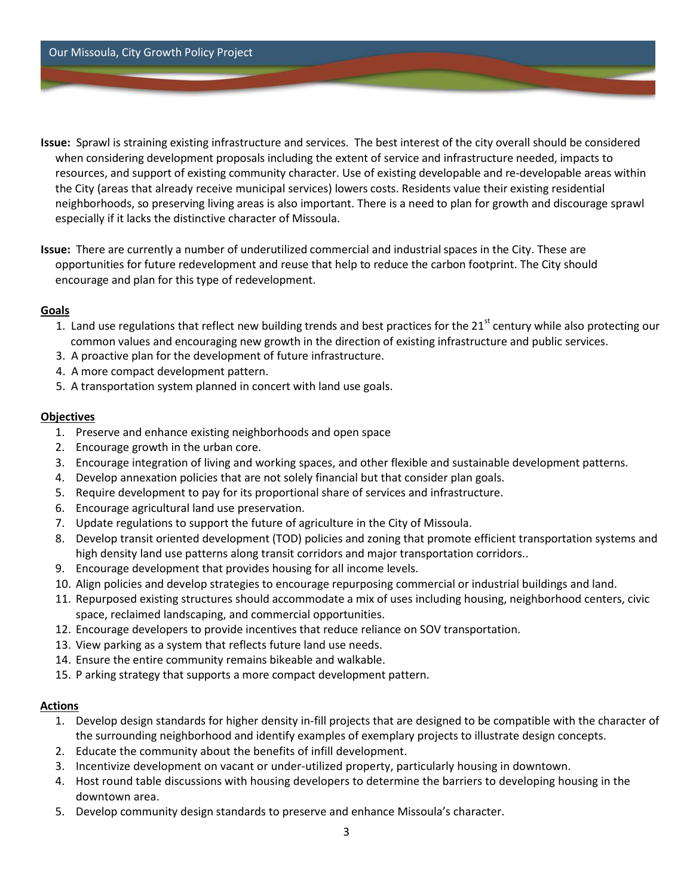**Issue:** Sprawl is straining existing infrastructure and services. The best interest of the city overall should be considered when considering development proposals including the extent of service and infrastructure needed, impacts to resources, and support of existing community character. Use of existing developable and re-developable areas within the City (areas that already receive municipal services) lowers costs. Residents value their existing residential neighborhoods, so preserving living areas is also important. There is a need to plan for growth and discourage sprawl especially if it lacks the distinctive character of Missoula.

**Issue:** There are currently a number of underutilized commercial and industrial spaces in the City. These are opportunities for future redevelopment and reuse that help to reduce the carbon footprint. The City should encourage and plan for this type of redevelopment.

**Goals**

1. Land use regulations that reflect new building trends and best practices for the 21st century while also protecting our common values and encouraging new growth in the direction of existing infrastructure and public services.
3. A proactive plan for the development of future infrastructure.
4. A more compact development pattern.
5. A transportation system planned in concert with land use goals.

**Objectives**

1. Preserve and enhance existing neighborhoods and open space
2. Encourage growth in the urban core.
3. Encourage integration of living and working spaces, and other flexible and sustainable development patterns.
4. Develop annexation policies that are not solely financial but that consider plan goals.
5. Require development to pay for its proportional share of services and infrastructure.
6. Encourage agricultural land use preservation.
7. Update regulations to support the future of agriculture in the City of Missoula.
8. Develop transit oriented development (TOD) policies and zoning that promote efficient transportation systems and high density land use patterns along transit corridors and major transportation corridors..
9. Encourage development that provides housing for all income levels.
10. Align policies and develop strategies to encourage repurposing commercial or industrial buildings and land.
11. Repurposed existing structures should accommodate a mix of uses including housing, neighborhood centers, civic space, reclaimed landscaping, and commercial opportunities.
12. Encourage developers to provide incentives that reduce reliance on SOV transportation.
13. View parking as a system that reflects future land use needs.
14. Ensure the entire community remains bikeable and walkable.
15. P arking strategy that supports a more compact development pattern.

**Actions**

1. Develop design standards for higher density in-fill projects that are designed to be compatible with the character of the surrounding neighborhood and identify examples of exemplary projects to illustrate design concepts.
2. Educate the community about the benefits of infill development.
3. Incentivize development on vacant or under-utilized property, particularly housing in downtown.
4. Host round table discussions with housing developers to determine the barriers to developing housing in the downtown area.
5. Develop community design standards to preserve and enhance Missoula's character.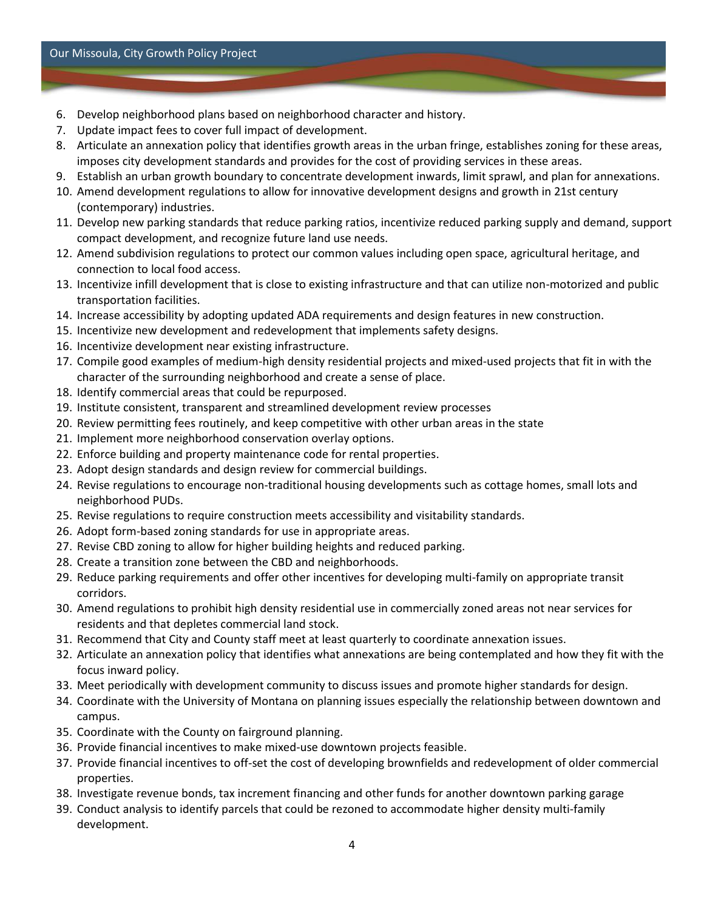6. Develop neighborhood plans based on neighborhood character and history.
7. Update impact fees to cover full impact of development.
8. Articulate an annexation policy that identifies growth areas in the urban fringe, establishes zoning for these areas, imposes city development standards and provides for the cost of providing services in these areas.
9. Establish an urban growth boundary to concentrate development inwards, limit sprawl, and plan for annexations.
10. Amend development regulations to allow for innovative development designs and growth in 21st century (contemporary) industries.
11. Develop new parking standards that reduce parking ratios, incentivize reduced parking supply and demand, support compact development, and recognize future land use needs.
12. Amend subdivision regulations to protect our common values including open space, agricultural heritage, and connection to local food access.
13. Incentivize infill development that is close to existing infrastructure and that can utilize non-motorized and public transportation facilities.
14. Increase accessibility by adopting updated ADA requirements and design features in new construction.
15. Incentivize new development and redevelopment that implements safety designs.
16. Incentivize development near existing infrastructure.
17. Compile good examples of medium-high density residential projects and mixed-used projects that fit in with the character of the surrounding neighborhood and create a sense of place.
18. Identify commercial areas that could be repurposed.
19. Institute consistent, transparent and streamlined development review processes
20. Review permitting fees routinely, and keep competitive with other urban areas in the state
21. Implement more neighborhood conservation overlay options.
22. Enforce building and property maintenance code for rental properties.
23. Adopt design standards and design review for commercial buildings.
24. Revise regulations to encourage non-traditional housing developments such as cottage homes, small lots and neighborhood PUDs.
25. Revise regulations to require construction meets accessibility and visitability standards.
26. Adopt form-based zoning standards for use in appropriate areas.
27. Revise CBD zoning to allow for higher building heights and reduced parking.
28. Create a transition zone between the CBD and neighborhoods.
29. Reduce parking requirements and offer other incentives for developing multi-family on appropriate transit corridors.
30. Amend regulations to prohibit high density residential use in commercially zoned areas not near services for residents and that depletes commercial land stock.
31. Recommend that City and County staff meet at least quarterly to coordinate annexation issues.
32. Articulate an annexation policy that identifies what annexations are being contemplated and how they fit with the focus inward policy.
33. Meet periodically with development community to discuss issues and promote higher standards for design.
34. Coordinate with the University of Montana on planning issues especially the relationship between downtown and campus.
35. Coordinate with the County on fairground planning.
36. Provide financial incentives to make mixed-use downtown projects feasible.
37. Provide financial incentives to off-set the cost of developing brownfields and redevelopment of older commercial properties.
38. Investigate revenue bonds, tax increment financing and other funds for another downtown parking garage
39. Conduct analysis to identify parcels that could be rezoned to accommodate higher density multi-family development.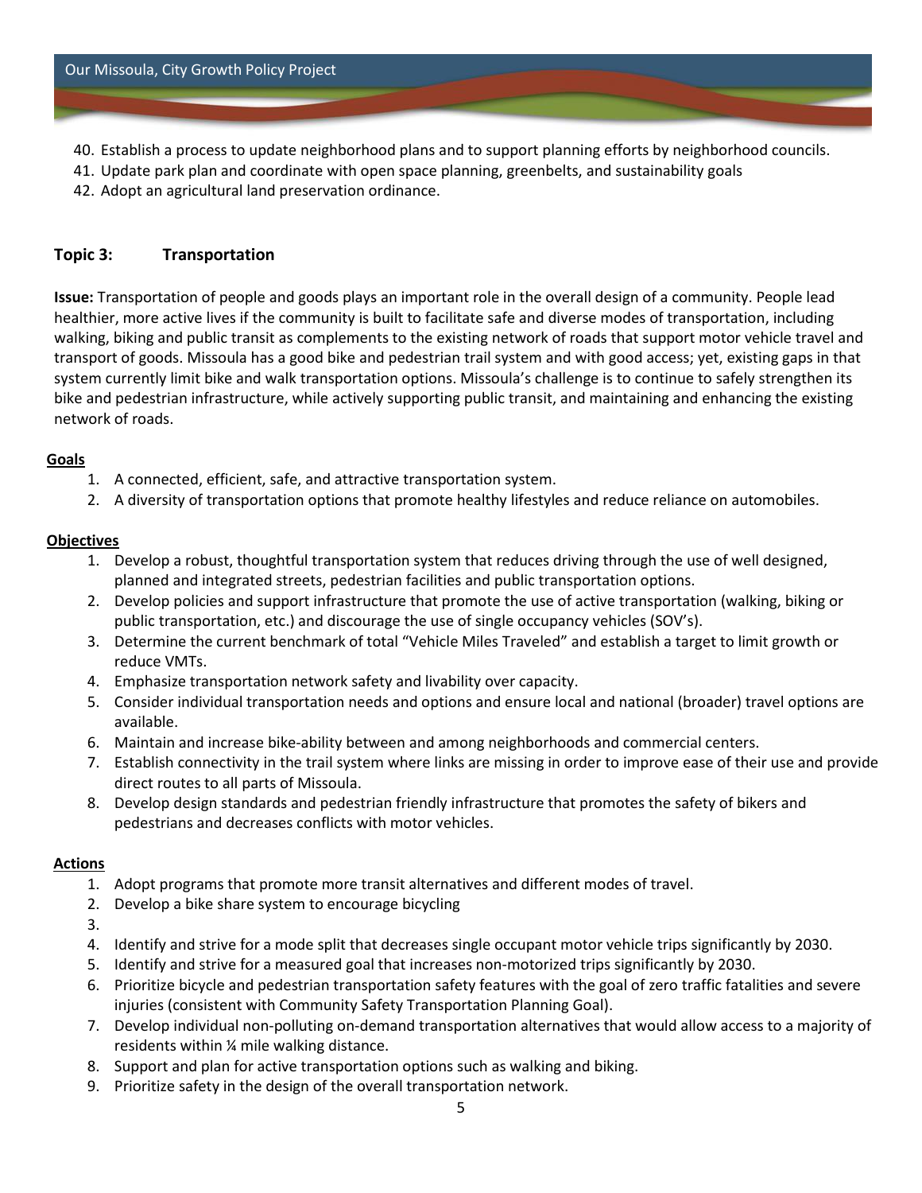40. Establish a process to update neighborhood plans and to support planning efforts by neighborhood councils.
41. Update park plan and coordinate with open space planning, greenbelts, and sustainability goals
42. Adopt an agricultural land preservation ordinance.

### Topic 3: Transportation

**Issue:** Transportation of people and goods plays an important role in the overall design of a community. People lead healthier, more active lives if the community is built to facilitate safe and diverse modes of transportation, including walking, biking and public transit as complements to the existing network of roads that support motor vehicle travel and transport of goods. Missoula has a good bike and pedestrian trail system and with good access; yet, existing gaps in that system currently limit bike and walk transportation options. Missoula's challenge is to continue to safely strengthen its bike and pedestrian infrastructure, while actively supporting public transit, and maintaining and enhancing the existing network of roads.

**Goals**

1. A connected, efficient, safe, and attractive transportation system.
2. A diversity of transportation options that promote healthy lifestyles and reduce reliance on automobiles.

**Objectives**

1. Develop a robust, thoughtful transportation system that reduces driving through the use of well designed, planned and integrated streets, pedestrian facilities and public transportation options.
2. Develop policies and support infrastructure that promote the use of active transportation (walking, biking or public transportation, etc.) and discourage the use of single occupancy vehicles (SOV's).
3. Determine the current benchmark of total "Vehicle Miles Traveled" and establish a target to limit growth or reduce VMTs.
4. Emphasize transportation network safety and livability over capacity.
5. Consider individual transportation needs and options and ensure local and national (broader) travel options are available.
6. Maintain and increase bike-ability between and among neighborhoods and commercial centers.
7. Establish connectivity in the trail system where links are missing in order to improve ease of their use and provide direct routes to all parts of Missoula.
8. Develop design standards and pedestrian friendly infrastructure that promotes the safety of bikers and pedestrians and decreases conflicts with motor vehicles.

**Actions**

1. Adopt programs that promote more transit alternatives and different modes of travel.
2. Develop a bike share system to encourage bicycling
3. 
4. Identify and strive for a mode split that decreases single occupant motor vehicle trips significantly by 2030.
5. Identify and strive for a measured goal that increases non-motorized trips significantly by 2030.
6. Prioritize bicycle and pedestrian transportation safety features with the goal of zero traffic fatalities and severe injuries (consistent with Community Safety Transportation Planning Goal).
7. Develop individual non-polluting on-demand transportation alternatives that would allow access to a majority of residents within ¼ mile walking distance.
8. Support and plan for active transportation options such as walking and biking.
9. Prioritize safety in the design of the overall transportation network.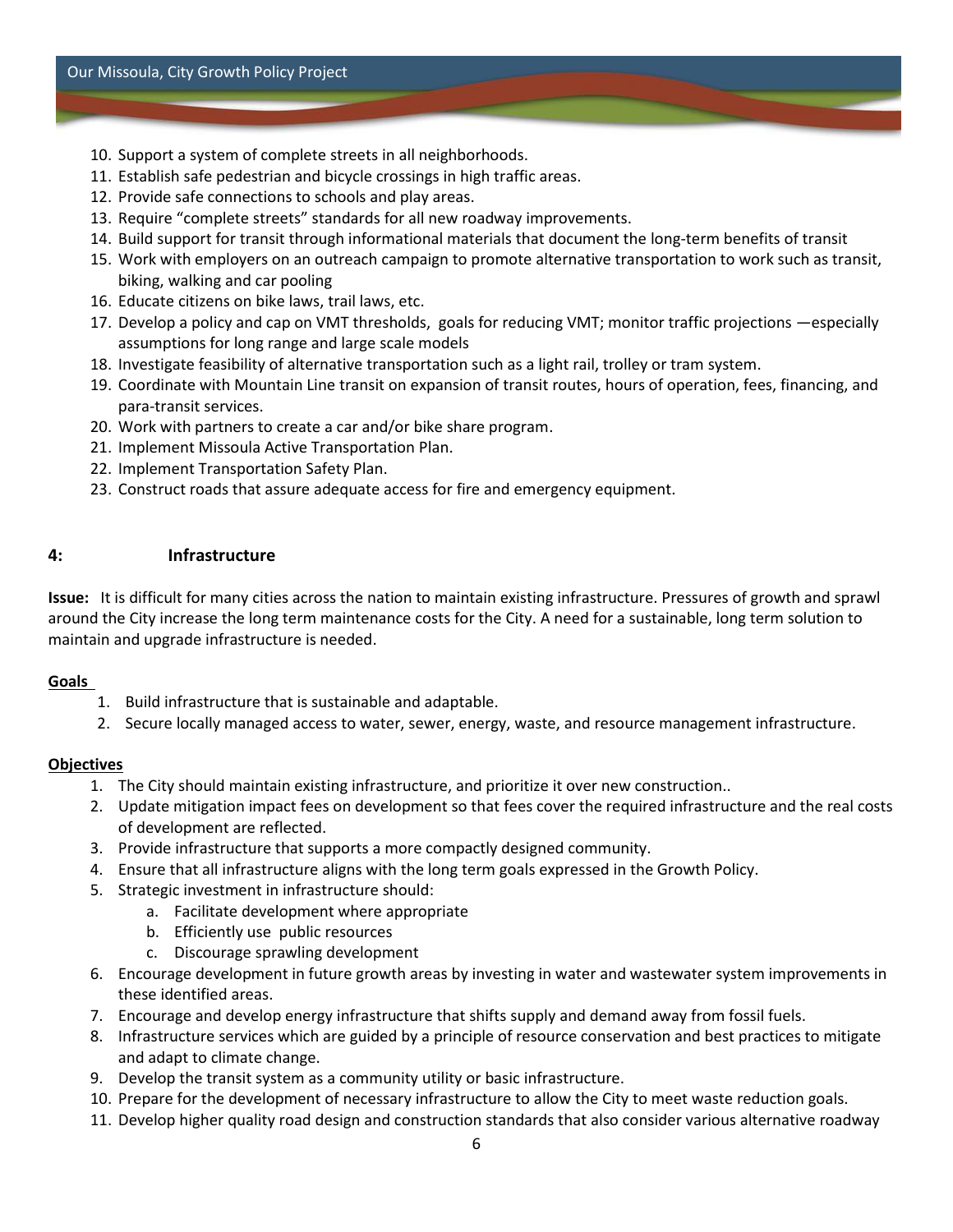10. Support a system of complete streets in all neighborhoods.
11. Establish safe pedestrian and bicycle crossings in high traffic areas.
12. Provide safe connections to schools and play areas.
13. Require "complete streets" standards for all new roadway improvements.
14. Build support for transit through informational materials that document the long-term benefits of transit
15. Work with employers on an outreach campaign to promote alternative transportation to work such as transit, biking, walking and car pooling
16. Educate citizens on bike laws, trail laws, etc.
17. Develop a policy and cap on VMT thresholds, goals for reducing VMT; monitor traffic projections —especially assumptions for long range and large scale models
18. Investigate feasibility of alternative transportation such as a light rail, trolley or tram system.
19. Coordinate with Mountain Line transit on expansion of transit routes, hours of operation, fees, financing, and para-transit services.
20. Work with partners to create a car and/or bike share program.
21. Implement Missoula Active Transportation Plan.
22. Implement Transportation Safety Plan.
23. Construct roads that assure adequate access for fire and emergency equipment.

## 4: Infrastructure

**Issue:** It is difficult for many cities across the nation to maintain existing infrastructure. Pressures of growth and sprawl around the City increase the long term maintenance costs for the City. A need for a sustainable, long term solution to maintain and upgrade infrastructure is needed.

**Goals**

1. Build infrastructure that is sustainable and adaptable.
2. Secure locally managed access to water, sewer, energy, waste, and resource management infrastructure.

**Objectives**

1. The City should maintain existing infrastructure, and prioritize it over new construction..
2. Update mitigation impact fees on development so that fees cover the required infrastructure and the real costs of development are reflected.
3. Provide infrastructure that supports a more compactly designed community.
4. Ensure that all infrastructure aligns with the long term goals expressed in the Growth Policy.
5. Strategic investment in infrastructure should:
    a. Facilitate development where appropriate
    b. Efficiently use public resources
    c. Discourage sprawling development
6. Encourage development in future growth areas by investing in water and wastewater system improvements in these identified areas.
7. Encourage and develop energy infrastructure that shifts supply and demand away from fossil fuels.
8. Infrastructure services which are guided by a principle of resource conservation and best practices to mitigate and adapt to climate change.
9. Develop the transit system as a community utility or basic infrastructure.
10. Prepare for the development of necessary infrastructure to allow the City to meet waste reduction goals.
11. Develop higher quality road design and construction standards that also consider various alternative roadway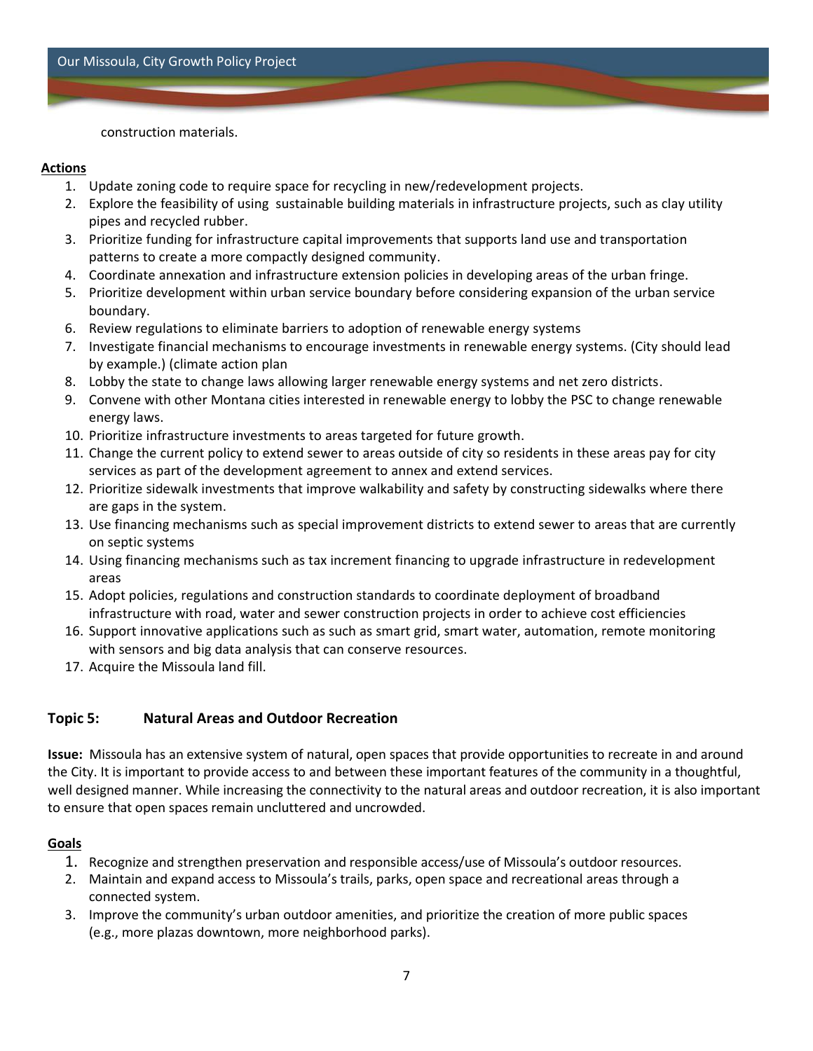construction materials.

**Actions**

1. Update zoning code to require space for recycling in new/redevelopment projects.
2. Explore the feasibility of using sustainable building materials in infrastructure projects, such as clay utility pipes and recycled rubber.
3. Prioritize funding for infrastructure capital improvements that supports land use and transportation patterns to create a more compactly designed community.
4. Coordinate annexation and infrastructure extension policies in developing areas of the urban fringe.
5. Prioritize development within urban service boundary before considering expansion of the urban service boundary.
6. Review regulations to eliminate barriers to adoption of renewable energy systems
7. Investigate financial mechanisms to encourage investments in renewable energy systems. (City should lead by example.) (climate action plan
8. Lobby the state to change laws allowing larger renewable energy systems and net zero districts.
9. Convene with other Montana cities interested in renewable energy to lobby the PSC to change renewable energy laws.
10. Prioritize infrastructure investments to areas targeted for future growth.
11. Change the current policy to extend sewer to areas outside of city so residents in these areas pay for city services as part of the development agreement to annex and extend services.
12. Prioritize sidewalk investments that improve walkability and safety by constructing sidewalks where there are gaps in the system.
13. Use financing mechanisms such as special improvement districts to extend sewer to areas that are currently on septic systems
14. Using financing mechanisms such as tax increment financing to upgrade infrastructure in redevelopment areas
15. Adopt policies, regulations and construction standards to coordinate deployment of broadband infrastructure with road, water and sewer construction projects in order to achieve cost efficiencies
16. Support innovative applications such as such as smart grid, smart water, automation, remote monitoring with sensors and big data analysis that can conserve resources.
17. Acquire the Missoula land fill.

## Topic 5: Natural Areas and Outdoor Recreation

**Issue:** Missoula has an extensive system of natural, open spaces that provide opportunities to recreate in and around the City. It is important to provide access to and between these important features of the community in a thoughtful, well designed manner. While increasing the connectivity to the natural areas and outdoor recreation, it is also important to ensure that open spaces remain uncluttered and uncrowded.

**Goals**

1. Recognize and strengthen preservation and responsible access/use of Missoula's outdoor resources.
2. Maintain and expand access to Missoula's trails, parks, open space and recreational areas through a connected system.
3. Improve the community's urban outdoor amenities, and prioritize the creation of more public spaces (e.g., more plazas downtown, more neighborhood parks).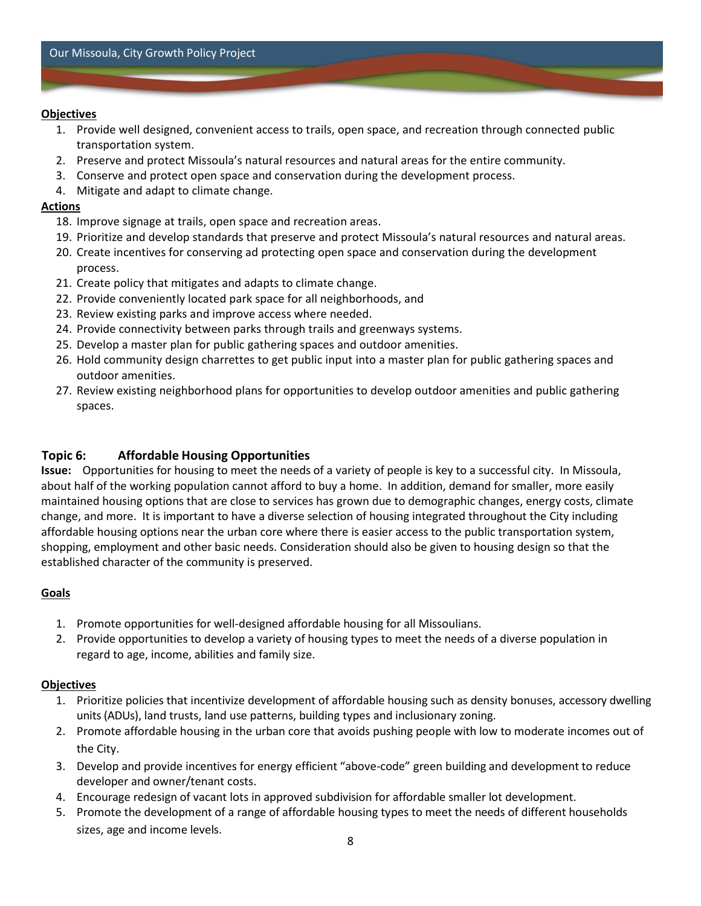**Objectives**

1. Provide well designed, convenient access to trails, open space, and recreation through connected public transportation system.
2. Preserve and protect Missoula's natural resources and natural areas for the entire community.
3. Conserve and protect open space and conservation during the development process.
4. Mitigate and adapt to climate change.

**Actions**

18. Improve signage at trails, open space and recreation areas.
19. Prioritize and develop standards that preserve and protect Missoula's natural resources and natural areas.
20. Create incentives for conserving ad protecting open space and conservation during the development process.
21. Create policy that mitigates and adapts to climate change.
22. Provide conveniently located park space for all neighborhoods, and
23. Review existing parks and improve access where needed.
24. Provide connectivity between parks through trails and greenways systems.
25. Develop a master plan for public gathering spaces and outdoor amenities.
26. Hold community design charrettes to get public input into a master plan for public gathering spaces and outdoor amenities.
27. Review existing neighborhood plans for opportunities to develop outdoor amenities and public gathering spaces.

## Topic 6: Affordable Housing Opportunities

**Issue:** Opportunities for housing to meet the needs of a variety of people is key to a successful city. In Missoula, about half of the working population cannot afford to buy a home. In addition, demand for smaller, more easily maintained housing options that are close to services has grown due to demographic changes, energy costs, climate change, and more. It is important to have a diverse selection of housing integrated throughout the City including affordable housing options near the urban core where there is easier access to the public transportation system, shopping, employment and other basic needs. Consideration should also be given to housing design so that the established character of the community is preserved.

**Goals**

1. Promote opportunities for well-designed affordable housing for all Missoulians.
2. Provide opportunities to develop a variety of housing types to meet the needs of a diverse population in regard to age, income, abilities and family size.

**Objectives**

1. Prioritize policies that incentivize development of affordable housing such as density bonuses, accessory dwelling units (ADUs), land trusts, land use patterns, building types and inclusionary zoning.
2. Promote affordable housing in the urban core that avoids pushing people with low to moderate incomes out of the City.
3. Develop and provide incentives for energy efficient "above-code" green building and development to reduce developer and owner/tenant costs.
4. Encourage redesign of vacant lots in approved subdivision for affordable smaller lot development.
5. Promote the development of a range of affordable housing types to meet the needs of different households sizes, age and income levels.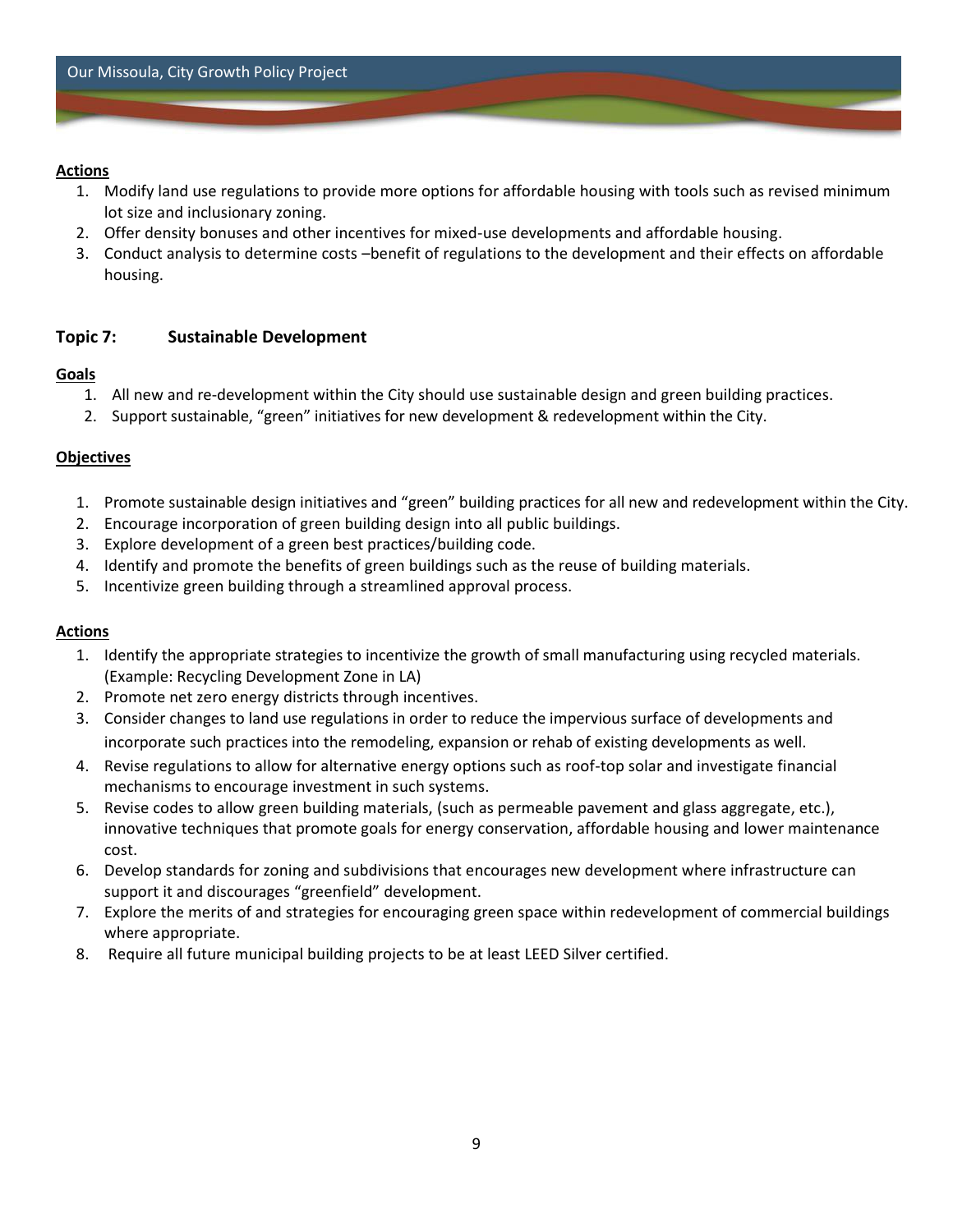**Actions**

1. Modify land use regulations to provide more options for affordable housing with tools such as revised minimum lot size and inclusionary zoning.
2. Offer density bonuses and other incentives for mixed-use developments and affordable housing.
3. Conduct analysis to determine costs –benefit of regulations to the development and their effects on affordable housing.

## Topic 7: Sustainable Development

**Goals**

1. All new and re-development within the City should use sustainable design and green building practices.
2. Support sustainable, "green" initiatives for new development & redevelopment within the City.

**Objectives**

1. Promote sustainable design initiatives and "green" building practices for all new and redevelopment within the City.
2. Encourage incorporation of green building design into all public buildings.
3. Explore development of a green best practices/building code.
4. Identify and promote the benefits of green buildings such as the reuse of building materials.
5. Incentivize green building through a streamlined approval process.

**Actions**

1. Identify the appropriate strategies to incentivize the growth of small manufacturing using recycled materials. (Example: Recycling Development Zone in LA)
2. Promote net zero energy districts through incentives.
3. Consider changes to land use regulations in order to reduce the impervious surface of developments and incorporate such practices into the remodeling, expansion or rehab of existing developments as well.
4. Revise regulations to allow for alternative energy options such as roof-top solar and investigate financial mechanisms to encourage investment in such systems.
5. Revise codes to allow green building materials, (such as permeable pavement and glass aggregate, etc.), innovative techniques that promote goals for energy conservation, affordable housing and lower maintenance cost.
6. Develop standards for zoning and subdivisions that encourages new development where infrastructure can support it and discourages "greenfield" development.
7. Explore the merits of and strategies for encouraging green space within redevelopment of commercial buildings where appropriate.
8. Require all future municipal building projects to be at least LEED Silver certified.